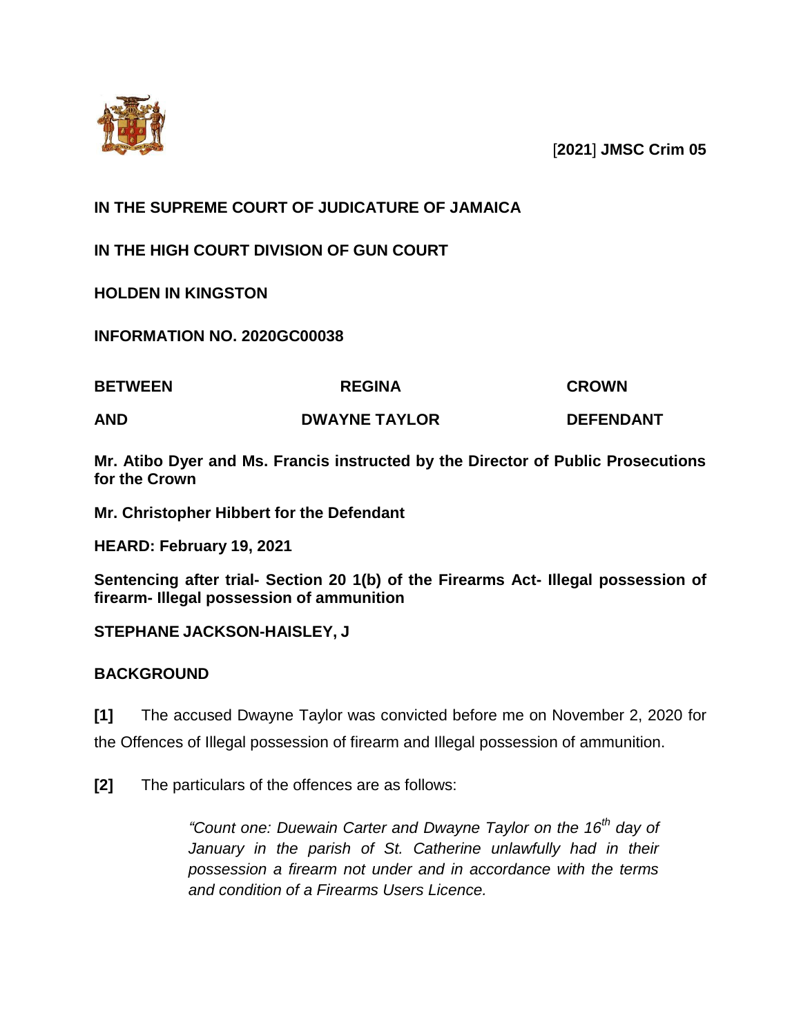[**2021**] **JMSC Crim 05**

**IN THE SUPREME COURT OF JUDICATURE OF JAMAICA**

**IN THE HIGH COURT DIVISION OF GUN COURT**

**HOLDEN IN KINGSTON**

**INFORMATION NO. 2020GC00038**

| **BETWEEN** | **REGINA** | **CROWN** |
|---|---|---|
| **AND** | **DWAYNE TAYLOR** | **DEFENDANT** |

**Mr. Atibo Dyer and Ms. Francis instructed by the Director of Public Prosecutions for the Crown**

**Mr. Christopher Hibbert for the Defendant**

**HEARD: February 19, 2021**

**Sentencing after trial- Section 20 1(b) of the Firearms Act- Illegal possession of firearm- Illegal possession of ammunition**

**STEPHANE JACKSON-HAISLEY, J**

## BACKGROUND

**[1]** The accused Dwayne Taylor was convicted before me on November 2, 2020 for the Offences of Illegal possession of firearm and Illegal possession of ammunition.

**[2]** The particulars of the offences are as follows:

> *"Count one: Duewain Carter and Dwayne Taylor on the 16th day of January in the parish of St. Catherine unlawfully had in their possession a firearm not under and in accordance with the terms and condition of a Firearms Users Licence.*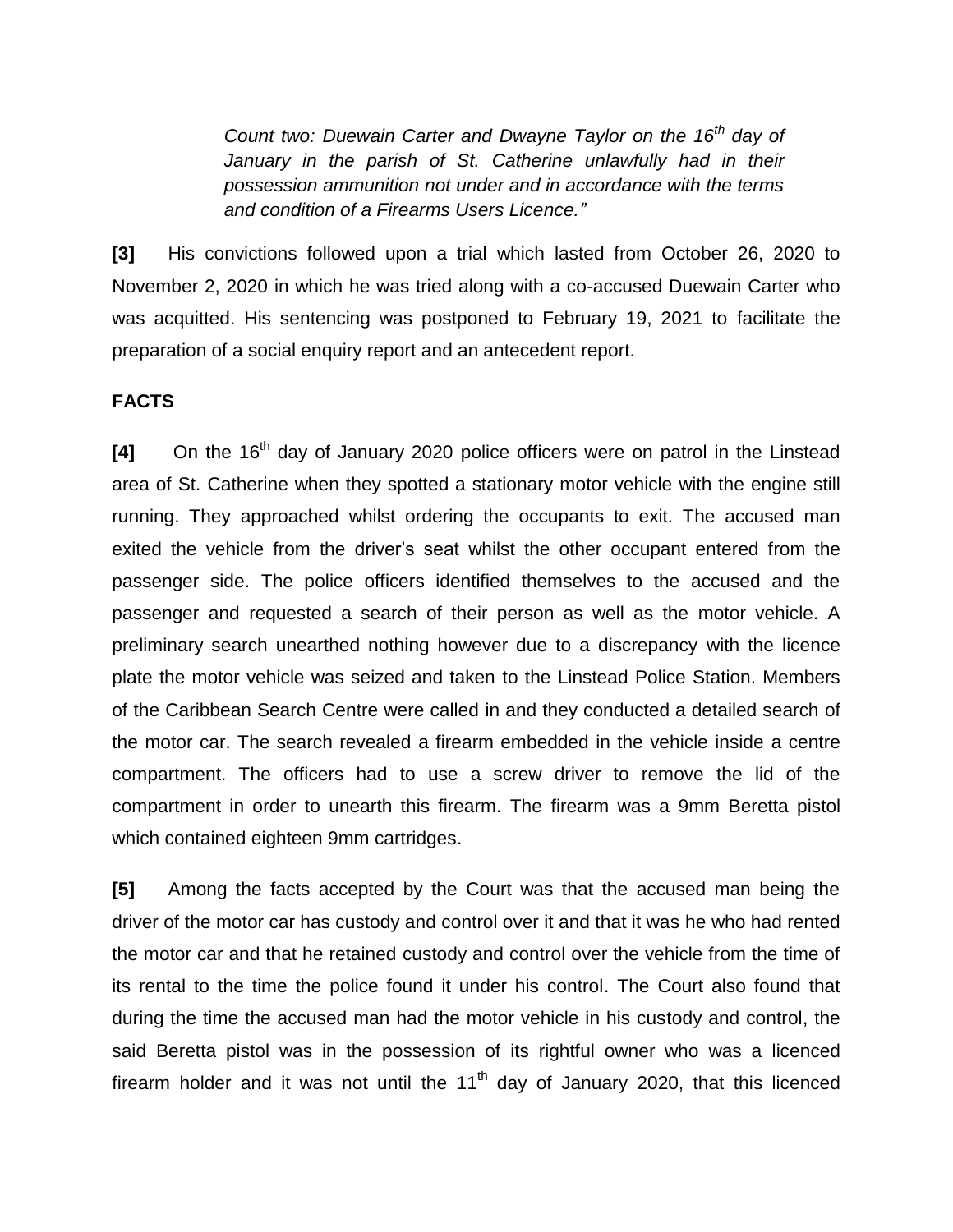> *Count two: Duewain Carter and Dwayne Taylor on the 16th day of January in the parish of St. Catherine unlawfully had in their possession ammunition not under and in accordance with the terms and condition of a Firearms Users Licence."*

**[3]** His convictions followed upon a trial which lasted from October 26, 2020 to November 2, 2020 in which he was tried along with a co-accused Duewain Carter who was acquitted. His sentencing was postponed to February 19, 2021 to facilitate the preparation of a social enquiry report and an antecedent report.

**FACTS**

**[4]** On the 16th day of January 2020 police officers were on patrol in the Linstead area of St. Catherine when they spotted a stationary motor vehicle with the engine still running. They approached whilst ordering the occupants to exit. The accused man exited the vehicle from the driver's seat whilst the other occupant entered from the passenger side. The police officers identified themselves to the accused and the passenger and requested a search of their person as well as the motor vehicle. A preliminary search unearthed nothing however due to a discrepancy with the licence plate the motor vehicle was seized and taken to the Linstead Police Station. Members of the Caribbean Search Centre were called in and they conducted a detailed search of the motor car. The search revealed a firearm embedded in the vehicle inside a centre compartment. The officers had to use a screw driver to remove the lid of the compartment in order to unearth this firearm. The firearm was a 9mm Beretta pistol which contained eighteen 9mm cartridges.

**[5]** Among the facts accepted by the Court was that the accused man being the driver of the motor car has custody and control over it and that it was he who had rented the motor car and that he retained custody and control over the vehicle from the time of its rental to the time the police found it under his control. The Court also found that during the time the accused man had the motor vehicle in his custody and control, the said Beretta pistol was in the possession of its rightful owner who was a licenced firearm holder and it was not until the 11th day of January 2020, that this licenced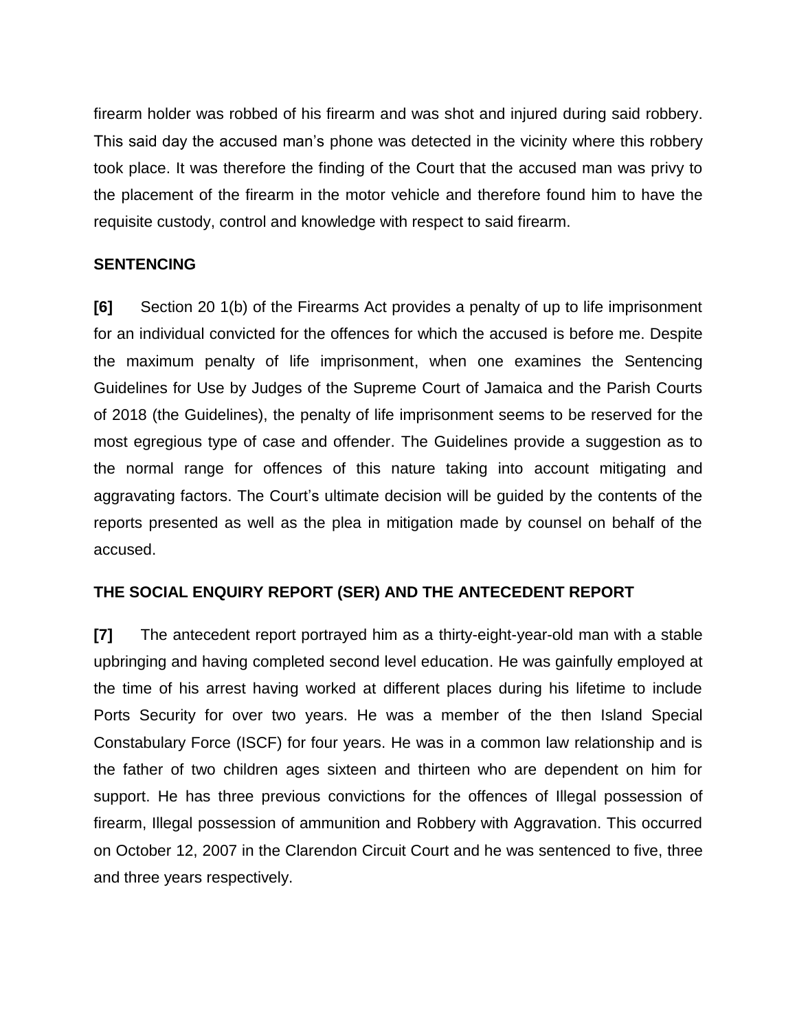firearm holder was robbed of his firearm and was shot and injured during said robbery. This said day the accused man's phone was detected in the vicinity where this robbery took place. It was therefore the finding of the Court that the accused man was privy to the placement of the firearm in the motor vehicle and therefore found him to have the requisite custody, control and knowledge with respect to said firearm.

**SENTENCING**

**[6]** Section 20 1(b) of the Firearms Act provides a penalty of up to life imprisonment for an individual convicted for the offences for which the accused is before me. Despite the maximum penalty of life imprisonment, when one examines the Sentencing Guidelines for Use by Judges of the Supreme Court of Jamaica and the Parish Courts of 2018 (the Guidelines), the penalty of life imprisonment seems to be reserved for the most egregious type of case and offender. The Guidelines provide a suggestion as to the normal range for offences of this nature taking into account mitigating and aggravating factors. The Court's ultimate decision will be guided by the contents of the reports presented as well as the plea in mitigation made by counsel on behalf of the accused.

**THE SOCIAL ENQUIRY REPORT (SER) AND THE ANTECEDENT REPORT**

**[7]** The antecedent report portrayed him as a thirty-eight-year-old man with a stable upbringing and having completed second level education. He was gainfully employed at the time of his arrest having worked at different places during his lifetime to include Ports Security for over two years. He was a member of the then Island Special Constabulary Force (ISCF) for four years. He was in a common law relationship and is the father of two children ages sixteen and thirteen who are dependent on him for support. He has three previous convictions for the offences of Illegal possession of firearm, Illegal possession of ammunition and Robbery with Aggravation. This occurred on October 12, 2007 in the Clarendon Circuit Court and he was sentenced to five, three and three years respectively.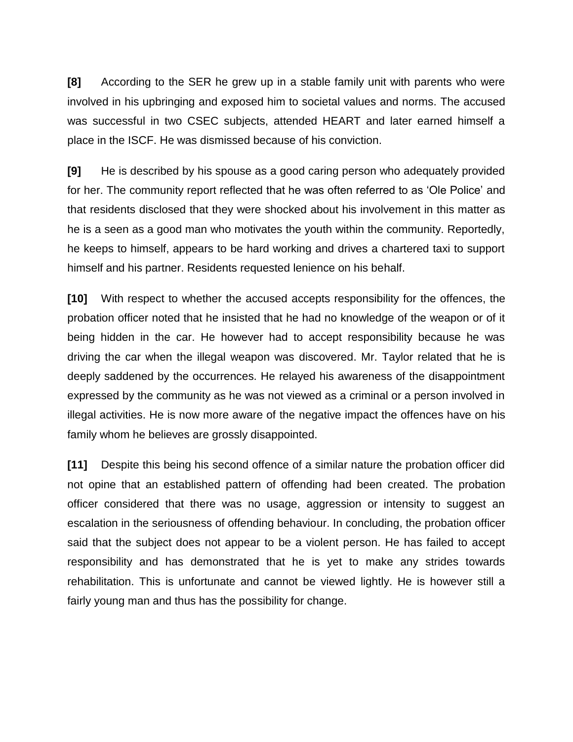**[8]** According to the SER he grew up in a stable family unit with parents who were involved in his upbringing and exposed him to societal values and norms. The accused was successful in two CSEC subjects, attended HEART and later earned himself a place in the ISCF. He was dismissed because of his conviction.

**[9]** He is described by his spouse as a good caring person who adequately provided for her. The community report reflected that he was often referred to as 'Ole Police' and that residents disclosed that they were shocked about his involvement in this matter as he is a seen as a good man who motivates the youth within the community. Reportedly, he keeps to himself, appears to be hard working and drives a chartered taxi to support himself and his partner. Residents requested lenience on his behalf.

**[10]** With respect to whether the accused accepts responsibility for the offences, the probation officer noted that he insisted that he had no knowledge of the weapon or of it being hidden in the car. He however had to accept responsibility because he was driving the car when the illegal weapon was discovered. Mr. Taylor related that he is deeply saddened by the occurrences. He relayed his awareness of the disappointment expressed by the community as he was not viewed as a criminal or a person involved in illegal activities. He is now more aware of the negative impact the offences have on his family whom he believes are grossly disappointed.

**[11]** Despite this being his second offence of a similar nature the probation officer did not opine that an established pattern of offending had been created. The probation officer considered that there was no usage, aggression or intensity to suggest an escalation in the seriousness of offending behaviour. In concluding, the probation officer said that the subject does not appear to be a violent person. He has failed to accept responsibility and has demonstrated that he is yet to make any strides towards rehabilitation. This is unfortunate and cannot be viewed lightly. He is however still a fairly young man and thus has the possibility for change.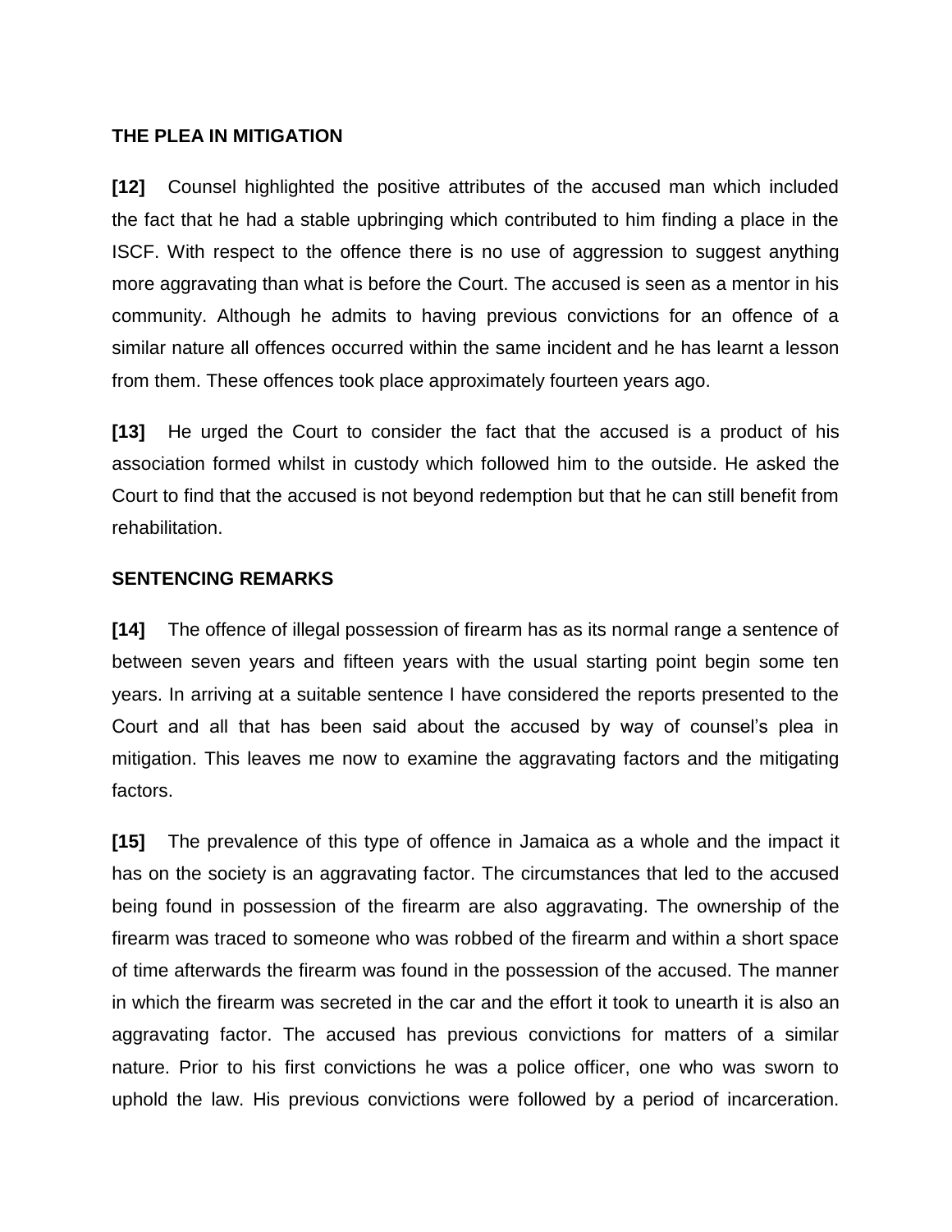**THE PLEA IN MITIGATION**

**[12]** Counsel highlighted the positive attributes of the accused man which included the fact that he had a stable upbringing which contributed to him finding a place in the ISCF. With respect to the offence there is no use of aggression to suggest anything more aggravating than what is before the Court. The accused is seen as a mentor in his community. Although he admits to having previous convictions for an offence of a similar nature all offences occurred within the same incident and he has learnt a lesson from them. These offences took place approximately fourteen years ago.

**[13]** He urged the Court to consider the fact that the accused is a product of his association formed whilst in custody which followed him to the outside. He asked the Court to find that the accused is not beyond redemption but that he can still benefit from rehabilitation.

**SENTENCING REMARKS**

**[14]** The offence of illegal possession of firearm has as its normal range a sentence of between seven years and fifteen years with the usual starting point begin some ten years. In arriving at a suitable sentence I have considered the reports presented to the Court and all that has been said about the accused by way of counsel's plea in mitigation. This leaves me now to examine the aggravating factors and the mitigating factors.

**[15]** The prevalence of this type of offence in Jamaica as a whole and the impact it has on the society is an aggravating factor. The circumstances that led to the accused being found in possession of the firearm are also aggravating. The ownership of the firearm was traced to someone who was robbed of the firearm and within a short space of time afterwards the firearm was found in the possession of the accused. The manner in which the firearm was secreted in the car and the effort it took to unearth it is also an aggravating factor. The accused has previous convictions for matters of a similar nature. Prior to his first convictions he was a police officer, one who was sworn to uphold the law. His previous convictions were followed by a period of incarceration.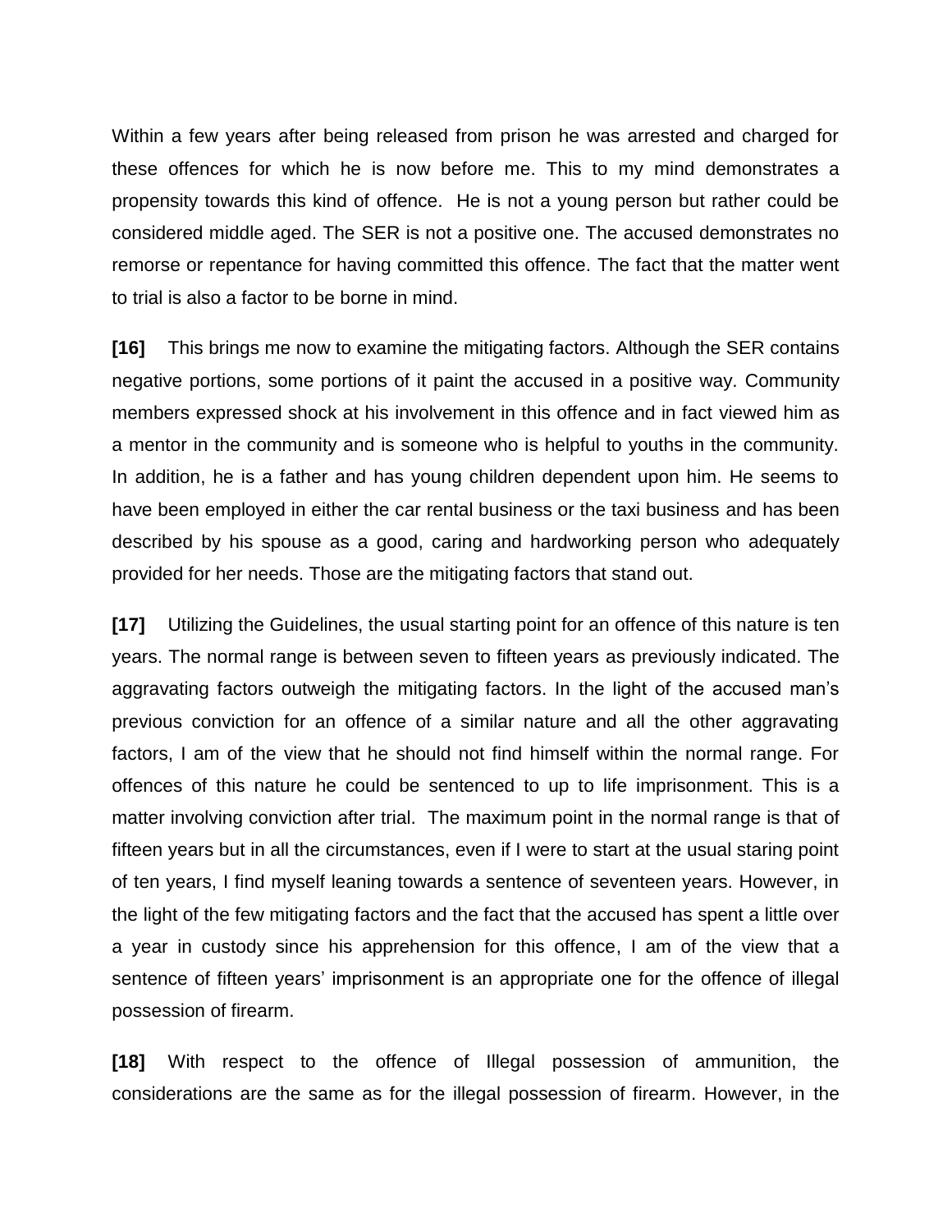Within a few years after being released from prison he was arrested and charged for these offences for which he is now before me. This to my mind demonstrates a propensity towards this kind of offence. He is not a young person but rather could be considered middle aged. The SER is not a positive one. The accused demonstrates no remorse or repentance for having committed this offence. The fact that the matter went to trial is also a factor to be borne in mind.

**[16]** This brings me now to examine the mitigating factors. Although the SER contains negative portions, some portions of it paint the accused in a positive way. Community members expressed shock at his involvement in this offence and in fact viewed him as a mentor in the community and is someone who is helpful to youths in the community. In addition, he is a father and has young children dependent upon him. He seems to have been employed in either the car rental business or the taxi business and has been described by his spouse as a good, caring and hardworking person who adequately provided for her needs. Those are the mitigating factors that stand out.

**[17]** Utilizing the Guidelines, the usual starting point for an offence of this nature is ten years. The normal range is between seven to fifteen years as previously indicated. The aggravating factors outweigh the mitigating factors. In the light of the accused man's previous conviction for an offence of a similar nature and all the other aggravating factors, I am of the view that he should not find himself within the normal range. For offences of this nature he could be sentenced to up to life imprisonment. This is a matter involving conviction after trial. The maximum point in the normal range is that of fifteen years but in all the circumstances, even if I were to start at the usual staring point of ten years, I find myself leaning towards a sentence of seventeen years. However, in the light of the few mitigating factors and the fact that the accused has spent a little over a year in custody since his apprehension for this offence, I am of the view that a sentence of fifteen years' imprisonment is an appropriate one for the offence of illegal possession of firearm.

**[18]** With respect to the offence of Illegal possession of ammunition, the considerations are the same as for the illegal possession of firearm. However, in the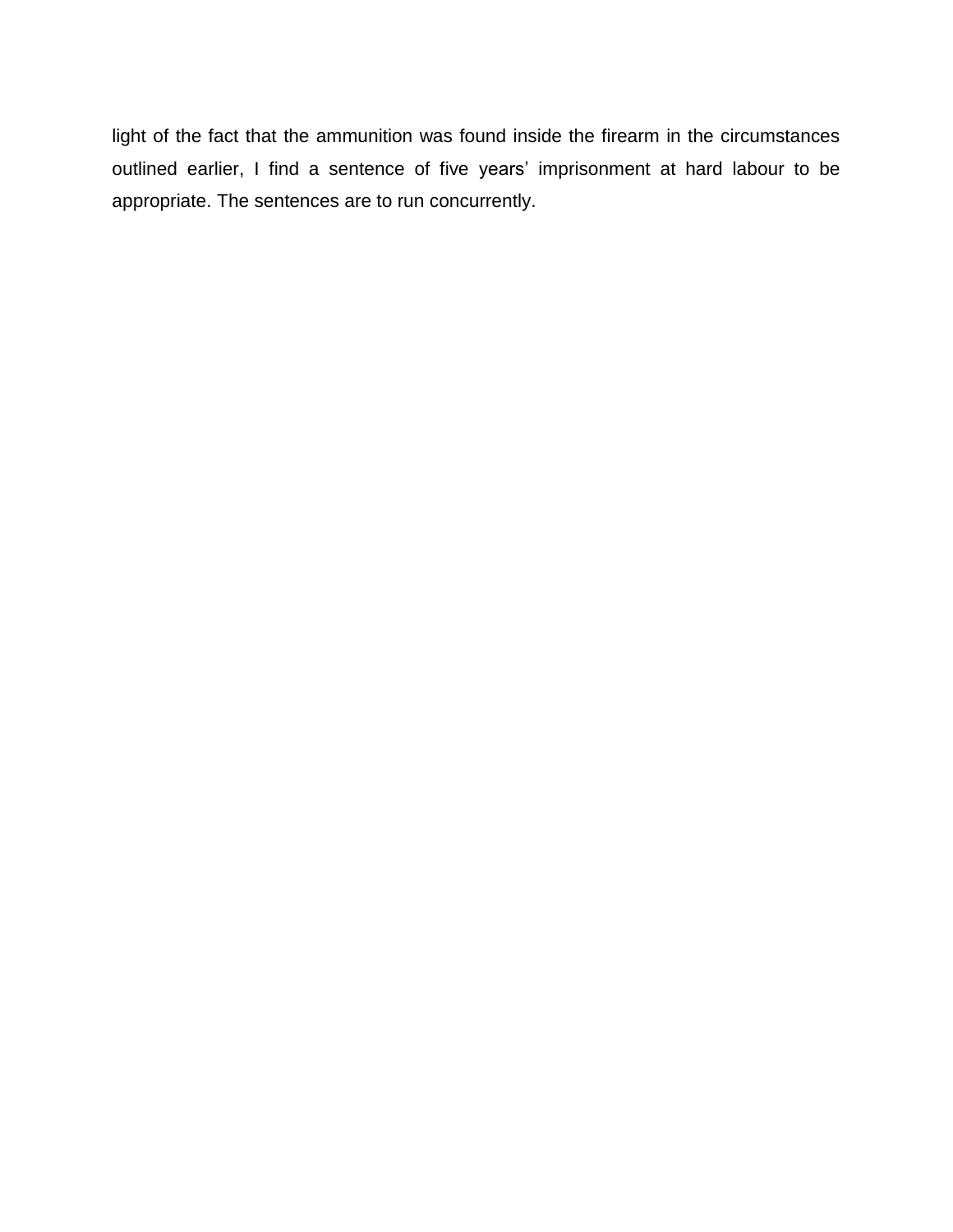light of the fact that the ammunition was found inside the firearm in the circumstances outlined earlier, I find a sentence of five years' imprisonment at hard labour to be appropriate. The sentences are to run concurrently.